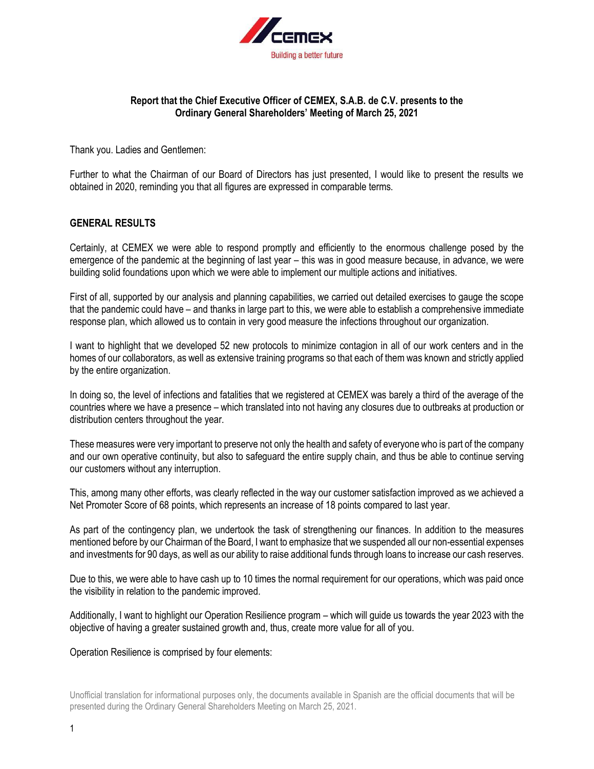**Report that the Chief Executive Officer of CEMEX, S.A.B. de C.V. presents to the Ordinary General Shareholders' Meeting of March 25, 2021**

Thank you. Ladies and Gentlemen:

Further to what the Chairman of our Board of Directors has just presented, I would like to present the results we obtained in 2020, reminding you that all figures are expressed in comparable terms.

## GENERAL RESULTS

Certainly, at CEMEX we were able to respond promptly and efficiently to the enormous challenge posed by the emergence of the pandemic at the beginning of last year – this was in good measure because, in advance, we were building solid foundations upon which we were able to implement our multiple actions and initiatives.

First of all, supported by our analysis and planning capabilities, we carried out detailed exercises to gauge the scope that the pandemic could have – and thanks in large part to this, we were able to establish a comprehensive immediate response plan, which allowed us to contain in very good measure the infections throughout our organization.

I want to highlight that we developed 52 new protocols to minimize contagion in all of our work centers and in the homes of our collaborators, as well as extensive training programs so that each of them was known and strictly applied by the entire organization.

In doing so, the level of infections and fatalities that we registered at CEMEX was barely a third of the average of the countries where we have a presence – which translated into not having any closures due to outbreaks at production or distribution centers throughout the year.

These measures were very important to preserve not only the health and safety of everyone who is part of the company and our own operative continuity, but also to safeguard the entire supply chain, and thus be able to continue serving our customers without any interruption.

This, among many other efforts, was clearly reflected in the way our customer satisfaction improved as we achieved a Net Promoter Score of 68 points, which represents an increase of 18 points compared to last year.

As part of the contingency plan, we undertook the task of strengthening our finances. In addition to the measures mentioned before by our Chairman of the Board, I want to emphasize that we suspended all our non-essential expenses and investments for 90 days, as well as our ability to raise additional funds through loans to increase our cash reserves.

Due to this, we were able to have cash up to 10 times the normal requirement for our operations, which was paid once the visibility in relation to the pandemic improved.

Additionally, I want to highlight our Operation Resilience program – which will guide us towards the year 2023 with the objective of having a greater sustained growth and, thus, create more value for all of you.

Operation Resilience is comprised by four elements:

Unofficial translation for informational purposes only, the documents available in Spanish are the official documents that will be presented during the Ordinary General Shareholders Meeting on March 25, 2021.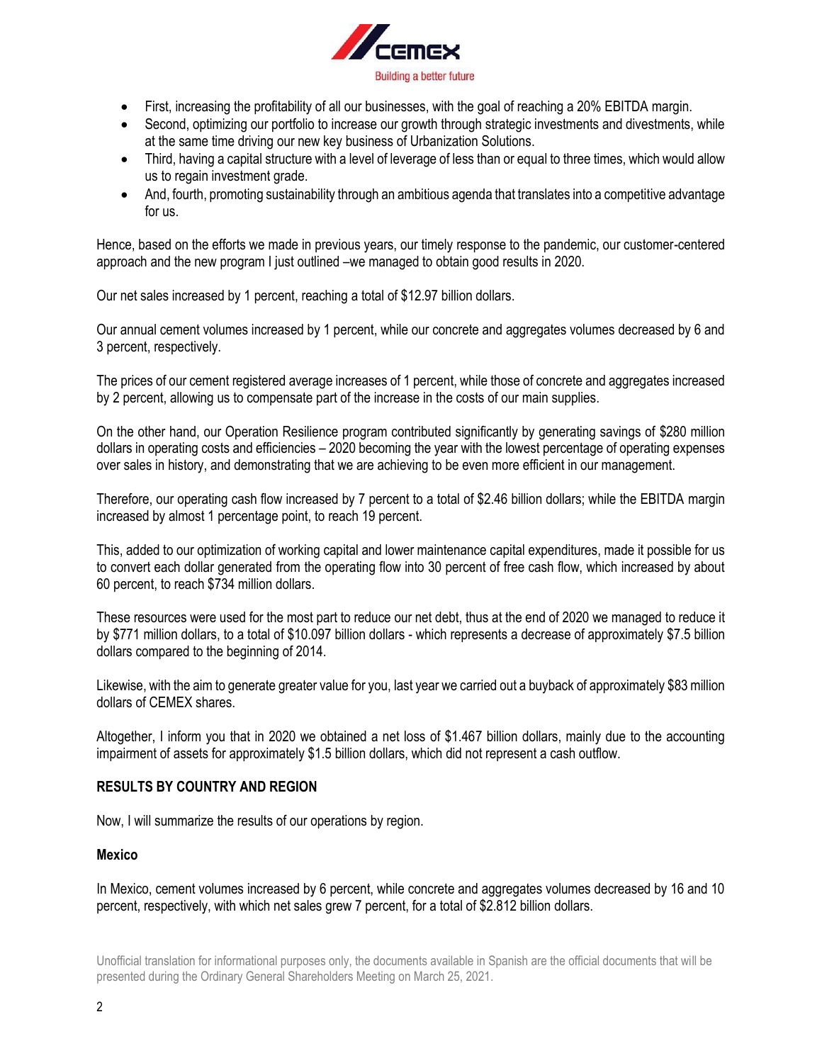- First, increasing the profitability of all our businesses, with the goal of reaching a 20% EBITDA margin.
- Second, optimizing our portfolio to increase our growth through strategic investments and divestments, while at the same time driving our new key business of Urbanization Solutions.
- Third, having a capital structure with a level of leverage of less than or equal to three times, which would allow us to regain investment grade.
- And, fourth, promoting sustainability through an ambitious agenda that translates into a competitive advantage for us.

Hence, based on the efforts we made in previous years, our timely response to the pandemic, our customer-centered approach and the new program I just outlined –we managed to obtain good results in 2020.

Our net sales increased by 1 percent, reaching a total of $12.97 billion dollars.

Our annual cement volumes increased by 1 percent, while our concrete and aggregates volumes decreased by 6 and 3 percent, respectively.

The prices of our cement registered average increases of 1 percent, while those of concrete and aggregates increased by 2 percent, allowing us to compensate part of the increase in the costs of our main supplies.

On the other hand, our Operation Resilience program contributed significantly by generating savings of $280 million dollars in operating costs and efficiencies – 2020 becoming the year with the lowest percentage of operating expenses over sales in history, and demonstrating that we are achieving to be even more efficient in our management.

Therefore, our operating cash flow increased by 7 percent to a total of $2.46 billion dollars; while the EBITDA margin increased by almost 1 percentage point, to reach 19 percent.

This, added to our optimization of working capital and lower maintenance capital expenditures, made it possible for us to convert each dollar generated from the operating flow into 30 percent of free cash flow, which increased by about 60 percent, to reach $734 million dollars.

These resources were used for the most part to reduce our net debt, thus at the end of 2020 we managed to reduce it by $771 million dollars, to a total of $10.097 billion dollars - which represents a decrease of approximately $7.5 billion dollars compared to the beginning of 2014.

Likewise, with the aim to generate greater value for you, last year we carried out a buyback of approximately $83 million dollars of CEMEX shares.

Altogether, I inform you that in 2020 we obtained a net loss of $1.467 billion dollars, mainly due to the accounting impairment of assets for approximately $1.5 billion dollars, which did not represent a cash outflow.

## RESULTS BY COUNTRY AND REGION

Now, I will summarize the results of our operations by region.

### Mexico

In Mexico, cement volumes increased by 6 percent, while concrete and aggregates volumes decreased by 16 and 10 percent, respectively, with which net sales grew 7 percent, for a total of $2.812 billion dollars.

Unofficial translation for informational purposes only, the documents available in Spanish are the official documents that will be presented during the Ordinary General Shareholders Meeting on March 25, 2021.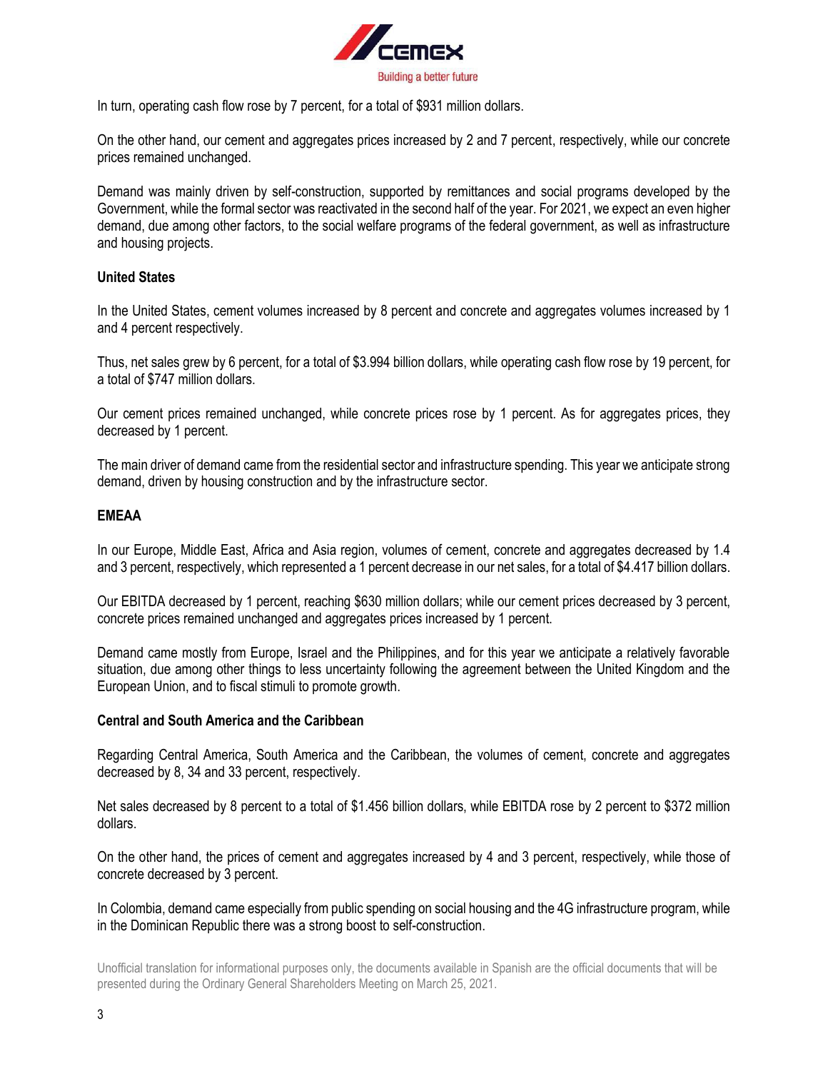In turn, operating cash flow rose by 7 percent, for a total of $931 million dollars.

On the other hand, our cement and aggregates prices increased by 2 and 7 percent, respectively, while our concrete prices remained unchanged.

Demand was mainly driven by self-construction, supported by remittances and social programs developed by the Government, while the formal sector was reactivated in the second half of the year. For 2021, we expect an even higher demand, due among other factors, to the social welfare programs of the federal government, as well as infrastructure and housing projects.

**United States**

In the United States, cement volumes increased by 8 percent and concrete and aggregates volumes increased by 1 and 4 percent respectively.

Thus, net sales grew by 6 percent, for a total of $3.994 billion dollars, while operating cash flow rose by 19 percent, for a total of $747 million dollars.

Our cement prices remained unchanged, while concrete prices rose by 1 percent. As for aggregates prices, they decreased by 1 percent.

The main driver of demand came from the residential sector and infrastructure spending. This year we anticipate strong demand, driven by housing construction and by the infrastructure sector.

**EMEAA**

In our Europe, Middle East, Africa and Asia region, volumes of cement, concrete and aggregates decreased by 1.4 and 3 percent, respectively, which represented a 1 percent decrease in our net sales, for a total of $4.417 billion dollars.

Our EBITDA decreased by 1 percent, reaching $630 million dollars; while our cement prices decreased by 3 percent, concrete prices remained unchanged and aggregates prices increased by 1 percent.

Demand came mostly from Europe, Israel and the Philippines, and for this year we anticipate a relatively favorable situation, due among other things to less uncertainty following the agreement between the United Kingdom and the European Union, and to fiscal stimuli to promote growth.

**Central and South America and the Caribbean**

Regarding Central America, South America and the Caribbean, the volumes of cement, concrete and aggregates decreased by 8, 34 and 33 percent, respectively.

Net sales decreased by 8 percent to a total of $1.456 billion dollars, while EBITDA rose by 2 percent to $372 million dollars.

On the other hand, the prices of cement and aggregates increased by 4 and 3 percent, respectively, while those of concrete decreased by 3 percent.

In Colombia, demand came especially from public spending on social housing and the 4G infrastructure program, while in the Dominican Republic there was a strong boost to self-construction.

Unofficial translation for informational purposes only, the documents available in Spanish are the official documents that will be presented during the Ordinary General Shareholders Meeting on March 25, 2021.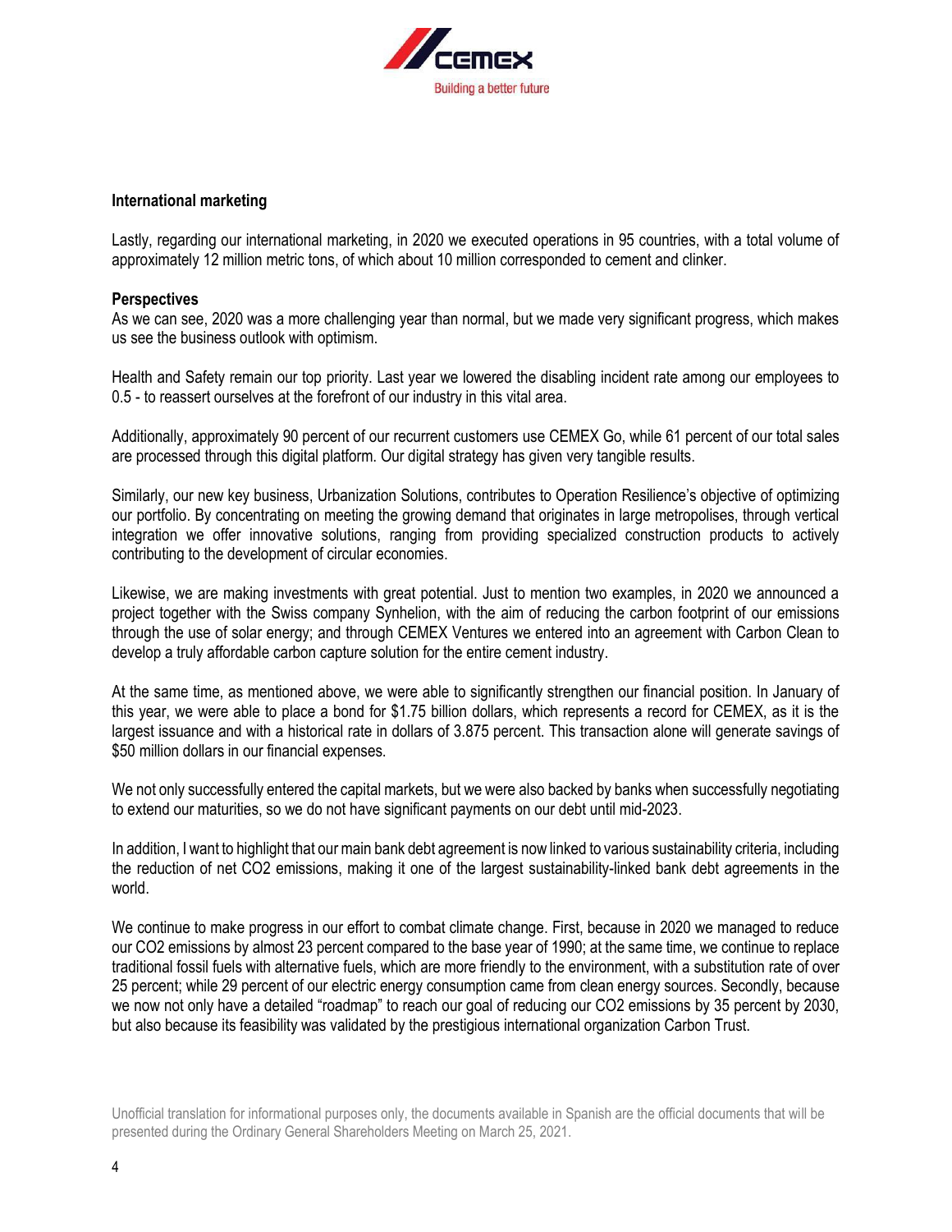## International marketing

Lastly, regarding our international marketing, in 2020 we executed operations in 95 countries, with a total volume of approximately 12 million metric tons, of which about 10 million corresponded to cement and clinker.

## Perspectives

As we can see, 2020 was a more challenging year than normal, but we made very significant progress, which makes us see the business outlook with optimism.

Health and Safety remain our top priority. Last year we lowered the disabling incident rate among our employees to 0.5 - to reassert ourselves at the forefront of our industry in this vital area.

Additionally, approximately 90 percent of our recurrent customers use CEMEX Go, while 61 percent of our total sales are processed through this digital platform. Our digital strategy has given very tangible results.

Similarly, our new key business, Urbanization Solutions, contributes to Operation Resilience's objective of optimizing our portfolio. By concentrating on meeting the growing demand that originates in large metropolises, through vertical integration we offer innovative solutions, ranging from providing specialized construction products to actively contributing to the development of circular economies.

Likewise, we are making investments with great potential. Just to mention two examples, in 2020 we announced a project together with the Swiss company Synhelion, with the aim of reducing the carbon footprint of our emissions through the use of solar energy; and through CEMEX Ventures we entered into an agreement with Carbon Clean to develop a truly affordable carbon capture solution for the entire cement industry.

At the same time, as mentioned above, we were able to significantly strengthen our financial position. In January of this year, we were able to place a bond for $1.75 billion dollars, which represents a record for CEMEX, as it is the largest issuance and with a historical rate in dollars of 3.875 percent. This transaction alone will generate savings of $50 million dollars in our financial expenses.

We not only successfully entered the capital markets, but we were also backed by banks when successfully negotiating to extend our maturities, so we do not have significant payments on our debt until mid-2023.

In addition, I want to highlight that our main bank debt agreement is now linked to various sustainability criteria, including the reduction of net $CO_2$ emissions, making it one of the largest sustainability-linked bank debt agreements in the world.

We continue to make progress in our effort to combat climate change. First, because in 2020 we managed to reduce our $CO_2$ emissions by almost 23 percent compared to the base year of 1990; at the same time, we continue to replace traditional fossil fuels with alternative fuels, which are more friendly to the environment, with a substitution rate of over 25 percent; while 29 percent of our electric energy consumption came from clean energy sources. Secondly, because we now not only have a detailed "roadmap" to reach our goal of reducing our $CO_2$ emissions by 35 percent by 2030, but also because its feasibility was validated by the prestigious international organization Carbon Trust.

Unofficial translation for informational purposes only, the documents available in Spanish are the official documents that will be presented during the Ordinary General Shareholders Meeting on March 25, 2021.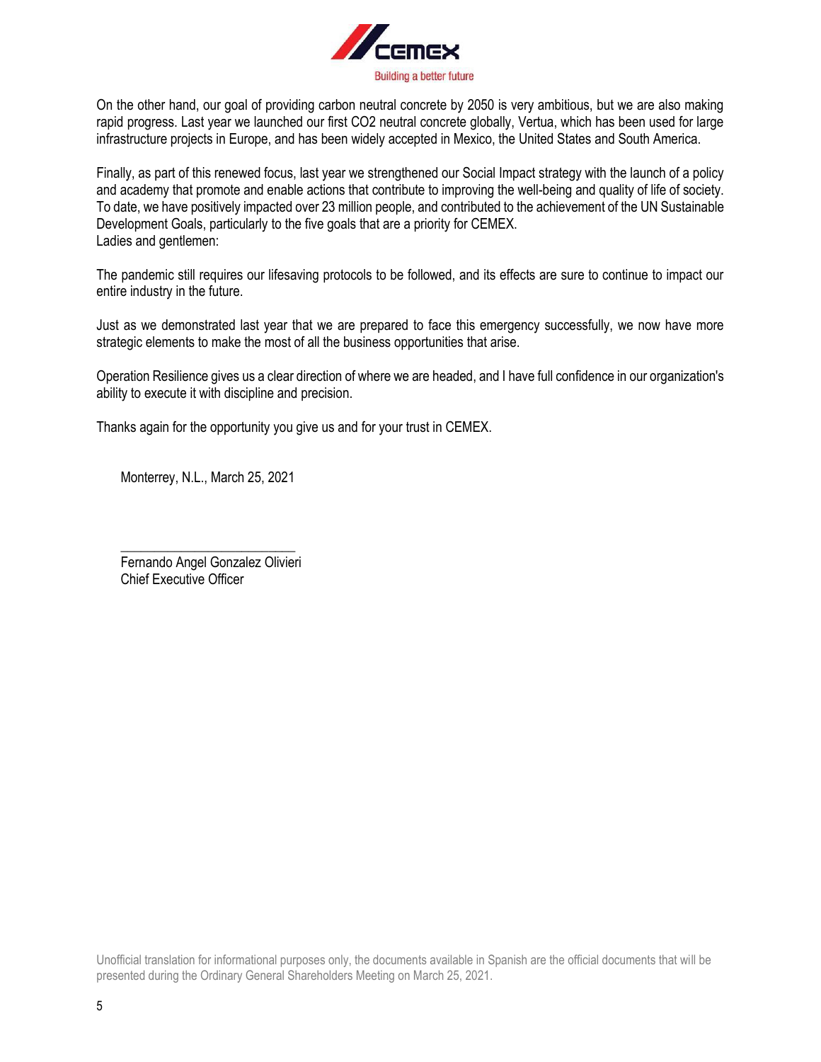On the other hand, our goal of providing carbon neutral concrete by 2050 is very ambitious, but we are also making rapid progress. Last year we launched our first $CO_2$ neutral concrete globally, Vertua, which has been used for large infrastructure projects in Europe, and has been widely accepted in Mexico, the United States and South America.

Finally, as part of this renewed focus, last year we strengthened our Social Impact strategy with the launch of a policy and academy that promote and enable actions that contribute to improving the well-being and quality of life of society. To date, we have positively impacted over 23 million people, and contributed to the achievement of the UN Sustainable Development Goals, particularly to the five goals that are a priority for CEMEX.
Ladies and gentlemen:

The pandemic still requires our lifesaving protocols to be followed, and its effects are sure to continue to impact our entire industry in the future.

Just as we demonstrated last year that we are prepared to face this emergency successfully, we now have more strategic elements to make the most of all the business opportunities that arise.

Operation Resilience gives us a clear direction of where we are headed, and I have full confidence in our organization's ability to execute it with discipline and precision.

Thanks again for the opportunity you give us and for your trust in CEMEX.

Monterrey, N.L., March 25, 2021

\_\_\_\_\_\_\_\_\_\_\_\_\_\_\_\_\_\_\_\_\_\_\_\_\_\_

Fernando Angel Gonzalez Olivieri
Chief Executive Officer

Unofficial translation for informational purposes only, the documents available in Spanish are the official documents that will be presented during the Ordinary General Shareholders Meeting on March 25, 2021.